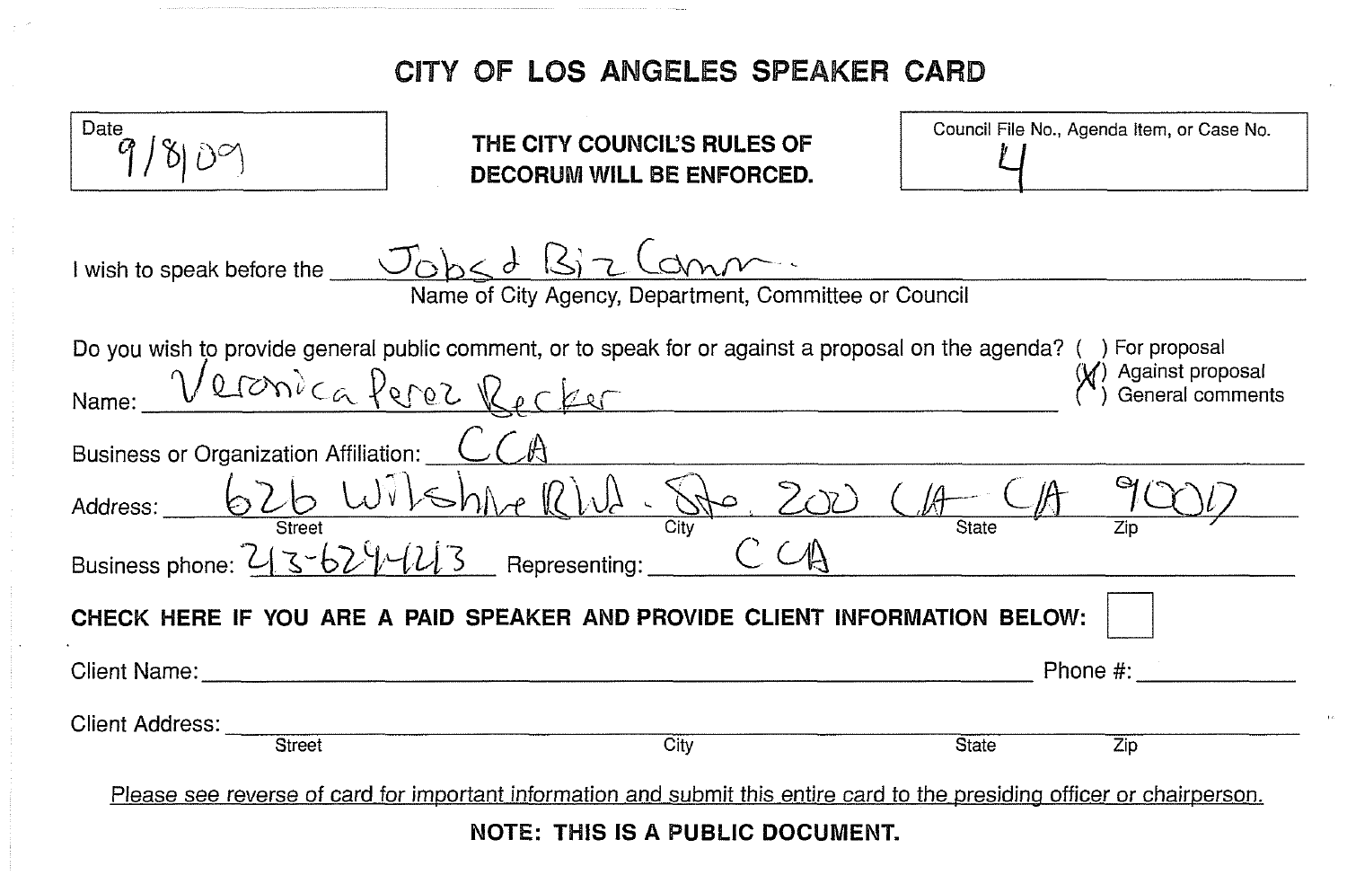# CITY OF LOS ANGELES SPEAKER CARD

Date: 9/8/09

**THE CITY COUNCIL'S RULES OF DECORUM WILL BE ENFORCED.**

Council File No., Agenda Item, or Case No.: 4

I wish to speak before the: Jobs & Biz Comm.
Name of City Agency, Department, Committee or Council

Do you wish to provide general public comment, or to speak for or against a proposal on the agenda?
( ) For proposal
(X) Against proposal
( ) General comments

Name: Veronica Perez Becker

Business or Organization Affiliation: CCA

Address: 626 Wilshire Blvd. Ste. 200 (Street) LA (City) CA (State) 90017 (Zip)

Business phone: 213-624-1213 Representing: CCA

**CHECK HERE IF YOU ARE A PAID SPEAKER AND PROVIDE CLIENT INFORMATION BELOW:** ☐

Client Name: ______________________ Phone #: ____________

Client Address: ______________________
Street City State Zip

Please see reverse of card for important information and submit this entire card to the presiding officer or chairperson.

**NOTE: THIS IS A PUBLIC DOCUMENT.**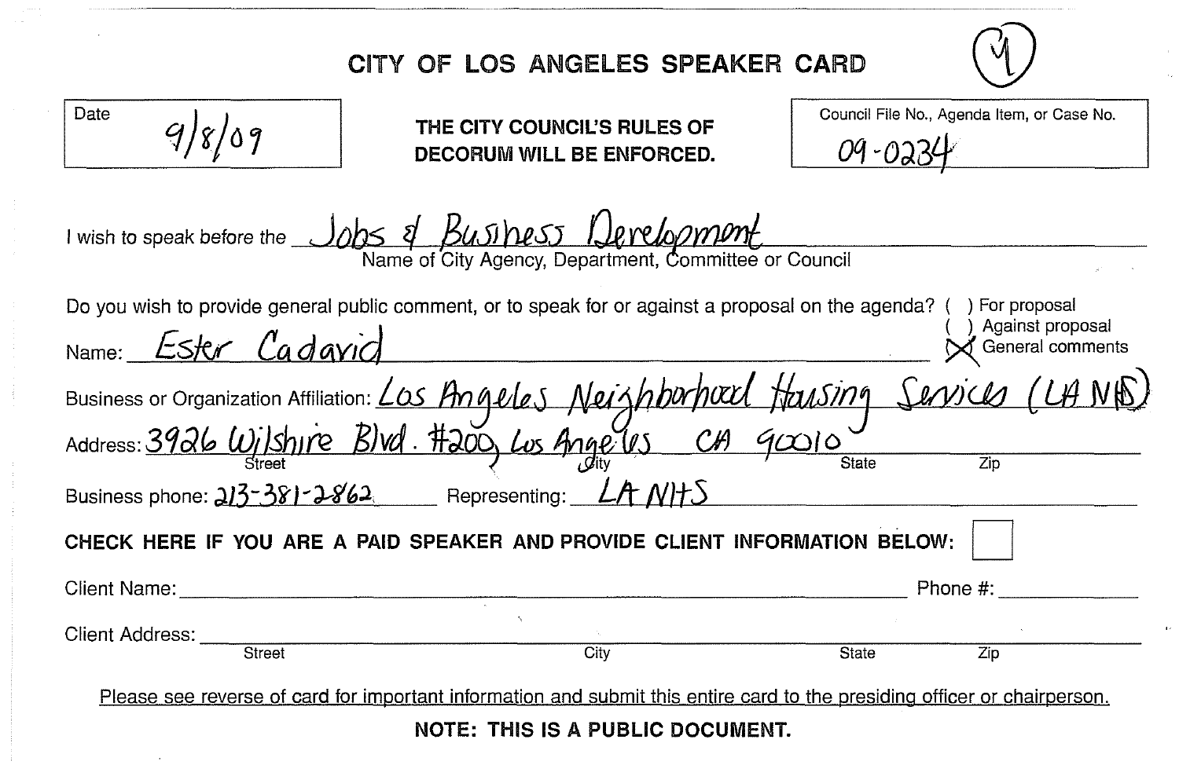# CITY OF LOS ANGELES SPEAKER CARD

(4)

Date: 9/8/09

**THE CITY COUNCIL'S RULES OF DECORUM WILL BE ENFORCED.**

Council File No., Agenda Item, or Case No.: 09-0234

I wish to speak before the: Jobs & Business Development
Name of City Agency, Department, Committee or Council

Do you wish to provide general public comment, or to speak for or against a proposal on the agenda?
( ) For proposal
( ) Against proposal
(X) General comments

Name: Ester Cadavid

Business or Organization Affiliation: Los Angeles Neighborhood Housing Services (LA NHS)

Address: 3926 Wilshire Blvd. #200, Los Angeles CA 90010
Street / City / State / Zip

Business phone: 213-381-2862 Representing: LA NHS

**CHECK HERE IF YOU ARE A PAID SPEAKER AND PROVIDE CLIENT INFORMATION BELOW:** ☐

Client Name: ______ Phone #: ______

Client Address: ______
Street / City / State / Zip

Please see reverse of card for important information and submit this entire card to the presiding officer or chairperson.

**NOTE: THIS IS A PUBLIC DOCUMENT.**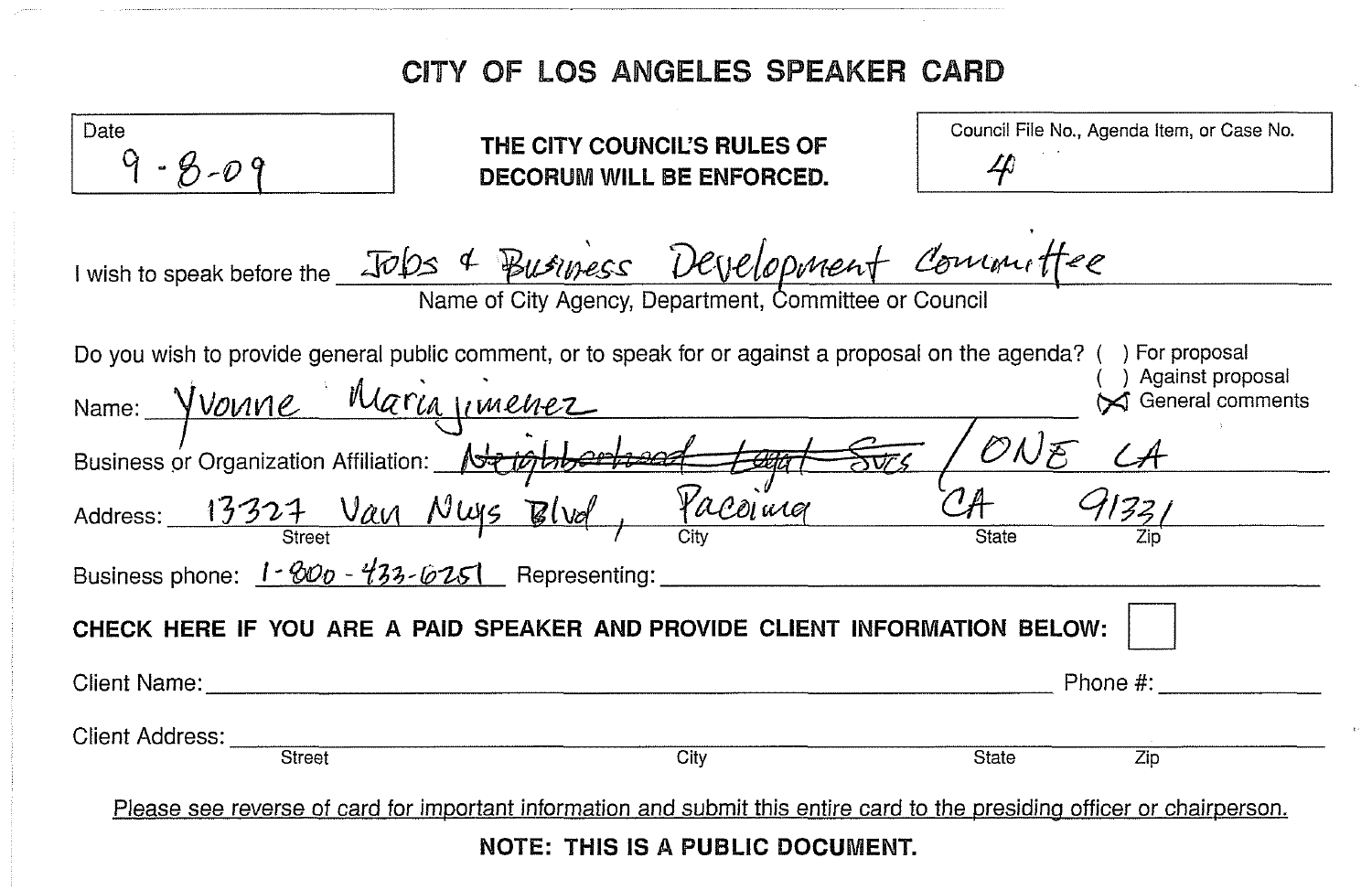# CITY OF LOS ANGELES SPEAKER CARD

Date: 9-8-09

**THE CITY COUNCIL'S RULES OF DECORUM WILL BE ENFORCED.**

Council File No., Agenda Item, or Case No.: 4

I wish to speak before the: Jobs & Business Development Committee
Name of City Agency, Department, Committee or Council

Do you wish to provide general public comment, or to speak for or against a proposal on the agenda?
( ) For proposal
( ) Against proposal
(X) General comments

Name: Yvonne Maria Jimenez

Business or Organization Affiliation: ~~Neighborhood Legal Svcs~~ / ONE LA

Address: 13327 Van Nuys Blvd, Pacoima CA 91331
Street / City / State / Zip

Business phone: 1-800-433-6251 Representing: 

**CHECK HERE IF YOU ARE A PAID SPEAKER AND PROVIDE CLIENT INFORMATION BELOW:** ☐

Client Name: Phone #:

Client Address:
Street / City / State / Zip

Please see reverse of card for important information and submit this entire card to the presiding officer or chairperson.

**NOTE: THIS IS A PUBLIC DOCUMENT.**